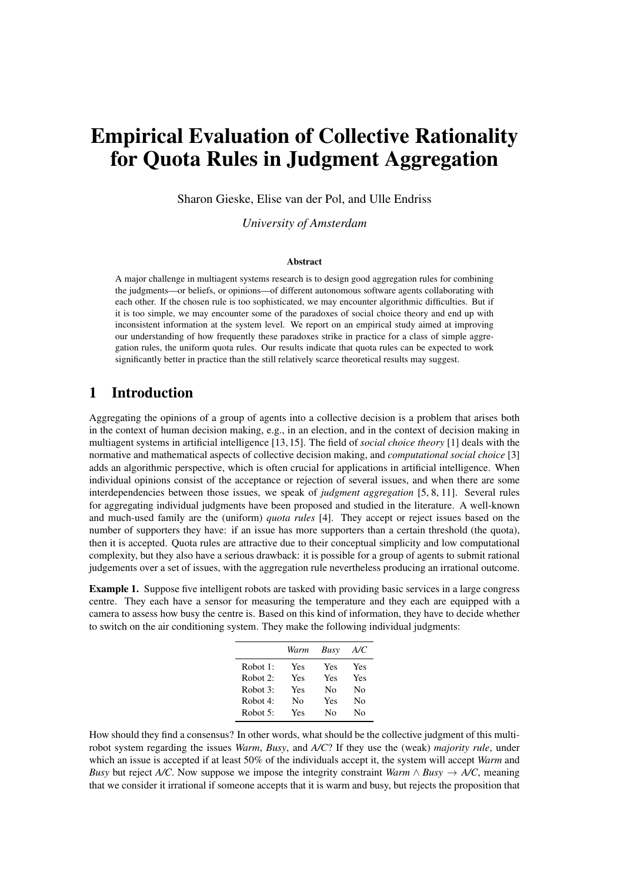# Empirical Evaluation of Collective Rationality for Quota Rules in Judgment Aggregation

Sharon Gieske, Elise van der Pol, and Ulle Endriss

*University of Amsterdam*

### Abstract

A major challenge in multiagent systems research is to design good aggregation rules for combining the judgments—or beliefs, or opinions—of different autonomous software agents collaborating with each other. If the chosen rule is too sophisticated, we may encounter algorithmic difficulties. But if it is too simple, we may encounter some of the paradoxes of social choice theory and end up with inconsistent information at the system level. We report on an empirical study aimed at improving our understanding of how frequently these paradoxes strike in practice for a class of simple aggregation rules, the uniform quota rules. Our results indicate that quota rules can be expected to work significantly better in practice than the still relatively scarce theoretical results may suggest.

## 1 Introduction

Aggregating the opinions of a group of agents into a collective decision is a problem that arises both in the context of human decision making, e.g., in an election, and in the context of decision making in multiagent systems in artificial intelligence [13, 15]. The field of *social choice theory* [1] deals with the normative and mathematical aspects of collective decision making, and *computational social choice* [3] adds an algorithmic perspective, which is often crucial for applications in artificial intelligence. When individual opinions consist of the acceptance or rejection of several issues, and when there are some interdependencies between those issues, we speak of *judgment aggregation* [5, 8, 11]. Several rules for aggregating individual judgments have been proposed and studied in the literature. A well-known and much-used family are the (uniform) *quota rules* [4]. They accept or reject issues based on the number of supporters they have: if an issue has more supporters than a certain threshold (the quota), then it is accepted. Quota rules are attractive due to their conceptual simplicity and low computational complexity, but they also have a serious drawback: it is possible for a group of agents to submit rational judgements over a set of issues, with the aggregation rule nevertheless producing an irrational outcome.

**Example 1.** Suppose five intelligent robots are tasked with providing basic services in a large congress centre. They each have a sensor for measuring the temperature and they each are equipped with a camera to assess how busy the centre is. Based on this kind of information, they have to decide whether to switch on the air conditioning system. They make the following individual judgments:

| | *Warm* | *Busy* | *A/C* |
|---|---|---|---|
| Robot 1: | Yes | Yes | Yes |
| Robot 2: | Yes | Yes | Yes |
| Robot 3: | Yes | No | No |
| Robot 4: | No | Yes | No |
| Robot 5: | Yes | No | No |

How should they find a consensus? In other words, what should be the collective judgment of this multi-robot system regarding the issues *Warm*, *Busy*, and *A/C*? If they use the (weak) *majority rule*, under which an issue is accepted if at least 50% of the individuals accept it, the system will accept *Warm* and *Busy* but reject *A/C*. Now suppose we impose the integrity constraint *Warm* $\wedge$ *Busy* $\rightarrow$ *A/C*, meaning that we consider it irrational if someone accepts that it is warm and busy, but rejects the proposition that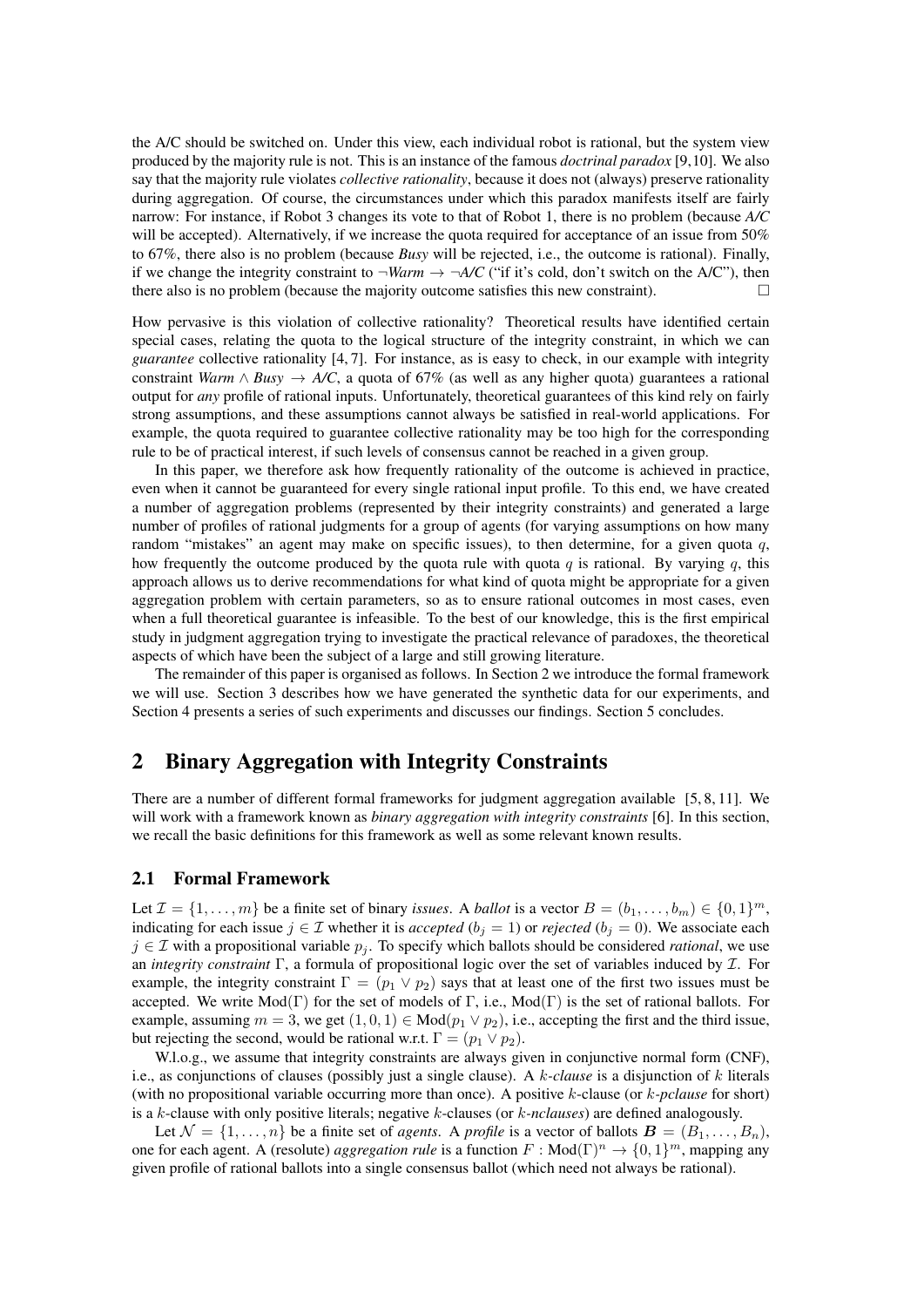the A/C should be switched on. Under this view, each individual robot is rational, but the system view produced by the majority rule is not. This is an instance of the famous *doctrinal paradox* [9,10]. We also say that the majority rule violates *collective rationality*, because it does not (always) preserve rationality during aggregation. Of course, the circumstances under which this paradox manifests itself are fairly narrow: For instance, if Robot 3 changes its vote to that of Robot 1, there is no problem (because *A/C* will be accepted). Alternatively, if we increase the quota required for acceptance of an issue from 50% to 67%, there also is no problem (because *Busy* will be rejected, i.e., the outcome is rational). Finally, if we change the integrity constraint to $\neg$*Warm* $\rightarrow$ $\neg$*A/C* ("if it's cold, don't switch on the A/C"), then there also is no problem (because the majority outcome satisfies this new constraint). $\square$

How pervasive is this violation of collective rationality? Theoretical results have identified certain special cases, relating the quota to the logical structure of the integrity constraint, in which we can *guarantee* collective rationality [4, 7]. For instance, as is easy to check, in our example with integrity constraint *Warm* $\wedge$ *Busy* $\rightarrow$ *A/C*, a quota of 67% (as well as any higher quota) guarantees a rational output for *any* profile of rational inputs. Unfortunately, theoretical guarantees of this kind rely on fairly strong assumptions, and these assumptions cannot always be satisfied in real-world applications. For example, the quota required to guarantee collective rationality may be too high for the corresponding rule to be of practical interest, if such levels of consensus cannot be reached in a given group.

In this paper, we therefore ask how frequently rationality of the outcome is achieved in practice, even when it cannot be guaranteed for every single rational input profile. To this end, we have created a number of aggregation problems (represented by their integrity constraints) and generated a large number of profiles of rational judgments for a group of agents (for varying assumptions on how many random "mistakes" an agent may make on specific issues), to then determine, for a given quota $q$, how frequently the outcome produced by the quota rule with quota $q$ is rational. By varying $q$, this approach allows us to derive recommendations for what kind of quota might be appropriate for a given aggregation problem with certain parameters, so as to ensure rational outcomes in most cases, even when a full theoretical guarantee is infeasible. To the best of our knowledge, this is the first empirical study in judgment aggregation trying to investigate the practical relevance of paradoxes, the theoretical aspects of which have been the subject of a large and still growing literature.

The remainder of this paper is organised as follows. In Section 2 we introduce the formal framework we will use. Section 3 describes how we have generated the synthetic data for our experiments, and Section 4 presents a series of such experiments and discusses our findings. Section 5 concludes.

## 2 Binary Aggregation with Integrity Constraints

There are a number of different formal frameworks for judgment aggregation available [5, 8, 11]. We will work with a framework known as *binary aggregation with integrity constraints* [6]. In this section, we recall the basic definitions for this framework as well as some relevant known results.

### 2.1 Formal Framework

Let $\mathcal{I} = \{1, \ldots, m\}$ be a finite set of binary *issues*. A *ballot* is a vector $B = (b_1, \ldots, b_m) \in \{0, 1\}^m$, indicating for each issue $j \in \mathcal{I}$ whether it is *accepted* ($b_j = 1$) or *rejected* ($b_j = 0$). We associate each $j \in \mathcal{I}$ with a propositional variable $p_j$. To specify which ballots should be considered *rational*, we use an *integrity constraint* $\Gamma$, a formula of propositional logic over the set of variables induced by $\mathcal{I}$. For example, the integrity constraint $\Gamma = (p_1 \vee p_2)$ says that at least one of the first two issues must be accepted. We write $\text{Mod}(\Gamma)$ for the set of models of $\Gamma$, i.e., $\text{Mod}(\Gamma)$ is the set of rational ballots. For example, assuming $m = 3$, we get $(1, 0, 1) \in \text{Mod}(p_1 \vee p_2)$, i.e., accepting the first and the third issue, but rejecting the second, would be rational w.r.t. $\Gamma = (p_1 \vee p_2)$.

W.l.o.g., we assume that integrity constraints are always given in conjunctive normal form (CNF), i.e., as conjunctions of clauses (possibly just a single clause). A $k$-*clause* is a disjunction of $k$ literals (with no propositional variable occurring more than once). A positive $k$-clause (or $k$-*pclause* for short) is a $k$-clause with only positive literals; negative $k$-clauses (or $k$-*nclauses*) are defined analogously.

Let $\mathcal{N} = \{1, \ldots, n\}$ be a finite set of *agents*. A *profile* is a vector of ballots $\boldsymbol{B} = (B_1, \ldots, B_n)$, one for each agent. A (resolute) *aggregation rule* is a function $F : \text{Mod}(\Gamma)^n \rightarrow \{0, 1\}^m$, mapping any given profile of rational ballots into a single consensus ballot (which need not always be rational).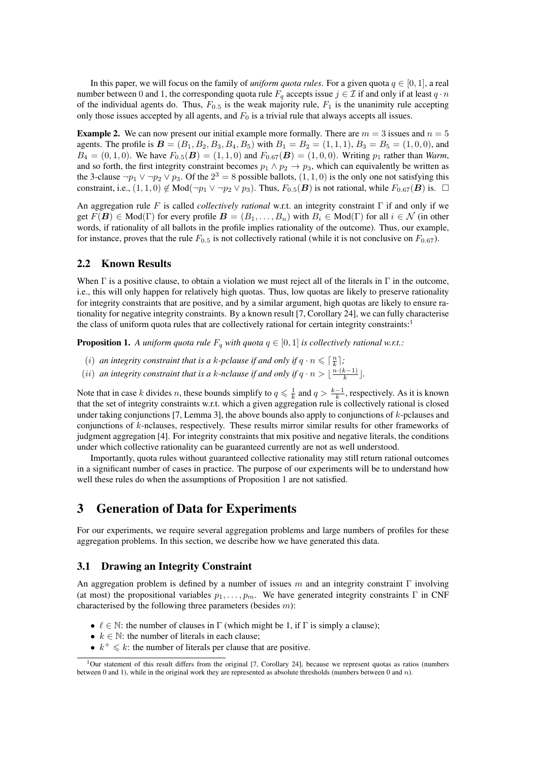In this paper, we will focus on the family of *uniform quota rules*. For a given quota $q \in [0, 1]$, a real number between 0 and 1, the corresponding quota rule $F_q$ accepts issue $j \in \mathcal{I}$ if and only if at least $q \cdot n$ of the individual agents do. Thus, $F_{0.5}$ is the weak majority rule, $F_1$ is the unanimity rule accepting only those issues accepted by all agents, and $F_0$ is a trivial rule that always accepts all issues.

**Example 2.** We can now present our initial example more formally. There are $m = 3$ issues and $n = 5$ agents. The profile is $\boldsymbol{B} = (B_1, B_2, B_3, B_4, B_5)$ with $B_1 = B_2 = (1, 1, 1)$, $B_3 = B_5 = (1, 0, 0)$, and $B_4 = (0, 1, 0)$. We have $F_{0.5}(\boldsymbol{B}) = (1, 1, 0)$ and $F_{0.67}(\boldsymbol{B}) = (1, 0, 0)$. Writing $p_1$ rather than *Warm*, and so forth, the first integrity constraint becomes $p_1 \wedge p_2 \rightarrow p_3$, which can equivalently be written as the 3-clause $\neg p_1 \vee \neg p_2 \vee p_3$. Of the $2^3 = 8$ possible ballots, $(1, 1, 0)$ is the only one not satisfying this constraint, i.e., $(1, 1, 0) \notin \text{Mod}(\neg p_1 \vee \neg p_2 \vee p_3)$. Thus, $F_{0.5}(\boldsymbol{B})$ is not rational, while $F_{0.67}(\boldsymbol{B})$ is. $\square$

An aggregation rule $F$ is called *collectively rational* w.r.t. an integrity constraint $\Gamma$ if and only if we get $F(\boldsymbol{B}) \in \text{Mod}(\Gamma)$ for every profile $\boldsymbol{B} = (B_1, \ldots, B_n)$ with $B_i \in \text{Mod}(\Gamma)$ for all $i \in \mathcal{N}$ (in other words, if rationality of all ballots in the profile implies rationality of the outcome). Thus, our example, for instance, proves that the rule $F_{0.5}$ is not collectively rational (while it is not conclusive on $F_{0.67}$).

## 2.2 Known Results

When $\Gamma$ is a positive clause, to obtain a violation we must reject all of the literals in $\Gamma$ in the outcome, i.e., this will only happen for relatively high quotas. Thus, low quotas are likely to preserve rationality for integrity constraints that are positive, and by a similar argument, high quotas are likely to ensure rationality for negative integrity constraints. By a known result [7, Corollary 24], we can fully characterise the class of uniform quota rules that are collectively rational for certain integrity constraints:[1]

**Proposition 1.** *A uniform quota rule $F_q$ with quota $q \in [0, 1]$ is collectively rational w.r.t.:*

- $(i)$ *an integrity constraint that is a $k$-pclause if and only if $q \cdot n \leqslant \lceil \frac{n}{k} \rceil$;*
- $(ii)$ *an integrity constraint that is a $k$-nclause if and only if $q \cdot n > \lfloor \frac{n \cdot (k-1)}{k} \rfloor$.*

Note that in case $k$ divides $n$, these bounds simplify to $q \leqslant \frac{1}{k}$ and $q > \frac{k-1}{k}$, respectively. As it is known that the set of integrity constraints w.r.t. which a given aggregation rule is collectively rational is closed under taking conjunctions [7, Lemma 3], the above bounds also apply to conjunctions of $k$-pclauses and conjunctions of $k$-nclauses, respectively. These results mirror similar results for other frameworks of judgment aggregation [4]. For integrity constraints that mix positive and negative literals, the conditions under which collective rationality can be guaranteed currently are not as well understood.

Importantly, quota rules without guaranteed collective rationality may still return rational outcomes in a significant number of cases in practice. The purpose of our experiments will be to understand how well these rules do when the assumptions of Proposition 1 are not satisfied.

# 3 Generation of Data for Experiments

For our experiments, we require several aggregation problems and large numbers of profiles for these aggregation problems. In this section, we describe how we have generated this data.

## 3.1 Drawing an Integrity Constraint

An aggregation problem is defined by a number of issues $m$ and an integrity constraint $\Gamma$ involving (at most) the propositional variables $p_1, \ldots, p_m$. We have generated integrity constraints $\Gamma$ in CNF characterised by the following three parameters (besides $m$):

- $\ell \in \mathbb{N}$: the number of clauses in $\Gamma$ (which might be 1, if $\Gamma$ is simply a clause);
- $k \in \mathbb{N}$: the number of literals in each clause;
- $k^+ \leqslant k$: the number of literals per clause that are positive.

[1] Our statement of this result differs from the original [7, Corollary 24], because we represent quotas as ratios (numbers between 0 and 1), while in the original work they are represented as absolute thresholds (numbers between 0 and $n$).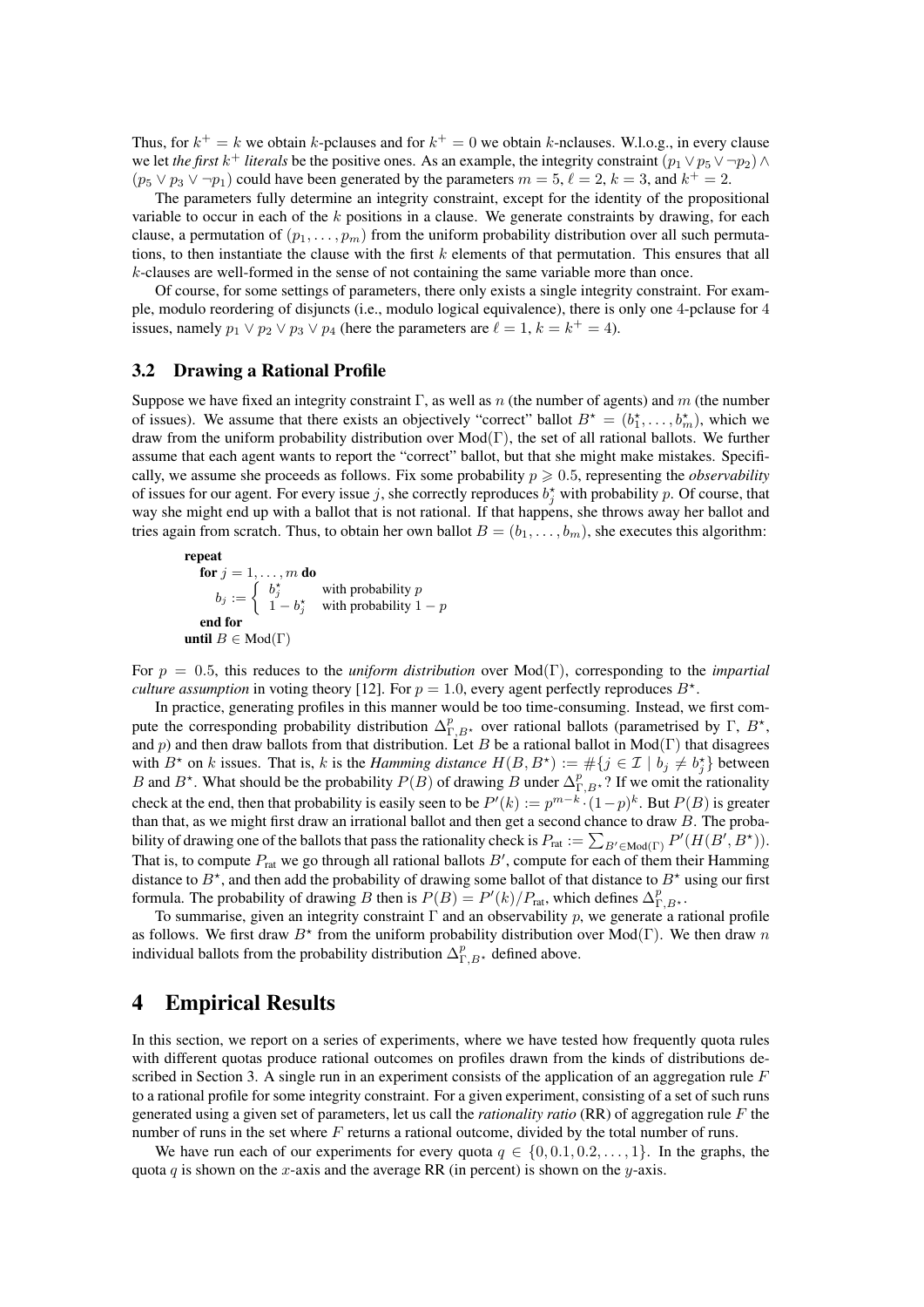Thus, for $k^+ = k$ we obtain $k$-pclauses and for $k^+ = 0$ we obtain $k$-nclauses. W.l.o.g., in every clause we let *the first* $k^+$ *literals* be the positive ones. As an example, the integrity constraint $(p_1 \vee p_5 \vee \neg p_2) \wedge (p_5 \vee p_3 \vee \neg p_1)$ could have been generated by the parameters $m = 5$, $\ell = 2$, $k = 3$, and $k^+ = 2$.

The parameters fully determine an integrity constraint, except for the identity of the propositional variable to occur in each of the $k$ positions in a clause. We generate constraints by drawing, for each clause, a permutation of $(p_1, \ldots, p_m)$ from the uniform probability distribution over all such permutations, to then instantiate the clause with the first $k$ elements of that permutation. This ensures that all $k$-clauses are well-formed in the sense of not containing the same variable more than once.

Of course, for some settings of parameters, there only exists a single integrity constraint. For example, modulo reordering of disjuncts (i.e., modulo logical equivalence), there is only one 4-pclause for 4 issues, namely $p_1 \vee p_2 \vee p_3 \vee p_4$ (here the parameters are $\ell = 1$, $k = k^+ = 4$).

### 3.2 Drawing a Rational Profile

Suppose we have fixed an integrity constraint $\Gamma$, as well as $n$ (the number of agents) and $m$ (the number of issues). We assume that there exists an objectively "correct" ballot $B^\star = (b_1^\star, \ldots, b_m^\star)$, which we draw from the uniform probability distribution over $\mathrm{Mod}(\Gamma)$, the set of all rational ballots. We further assume that each agent wants to report the "correct" ballot, but that she might make mistakes. Specifically, we assume she proceeds as follows. Fix some probability $p \geqslant 0.5$, representing the *observability* of issues for our agent. For every issue $j$, she correctly reproduces $b_j^\star$ with probability $p$. Of course, that way she might end up with a ballot that is not rational. If that happens, she throws away her ballot and tries again from scratch. Thus, to obtain her own ballot $B = (b_1, \ldots, b_m)$, she executes this algorithm:

**repeat**
  **for** $j = 1, \ldots, m$ **do**

$$b_j := \begin{cases} b_j^\star & \text{with probability } p \\ 1 - b_j^\star & \text{with probability } 1 - p \end{cases}$$

  **end for**
**until** $B \in \mathrm{Mod}(\Gamma)$

For $p = 0.5$, this reduces to the *uniform distribution* over $\mathrm{Mod}(\Gamma)$, corresponding to the *impartial culture assumption* in voting theory [12]. For $p = 1.0$, every agent perfectly reproduces $B^\star$.

In practice, generating profiles in this manner would be too time-consuming. Instead, we first compute the corresponding probability distribution $\Delta^p_{\Gamma,B^\star}$ over rational ballots (parametrised by $\Gamma$, $B^\star$, and $p$) and then draw ballots from that distribution. Let $B$ be a rational ballot in $\mathrm{Mod}(\Gamma)$ that disagrees with $B^\star$ on $k$ issues. That is, $k$ is the *Hamming distance* $H(B, B^\star) := \#\{j \in \mathcal{I} \mid b_j \neq b_j^\star\}$ between $B$ and $B^\star$. What should be the probability $P(B)$ of drawing $B$ under $\Delta^p_{\Gamma,B^\star}$? If we omit the rationality check at the end, then that probability is easily seen to be $P'(k) := p^{m-k} \cdot (1-p)^k$. But $P(B)$ is greater than that, as we might first draw an irrational ballot and then get a second chance to draw $B$. The probability of drawing one of the ballots that pass the rationality check is $P_{\text{rat}} := \sum_{B' \in \mathrm{Mod}(\Gamma)} P'(H(B', B^\star))$. That is, to compute $P_{\text{rat}}$ we go through all rational ballots $B'$, compute for each of them their Hamming distance to $B^\star$, and then add the probability of drawing some ballot of that distance to $B^\star$ using our first formula. The probability of drawing $B$ then is $P(B) = P'(k)/P_{\text{rat}}$, which defines $\Delta^p_{\Gamma,B^\star}$.

To summarise, given an integrity constraint $\Gamma$ and an observability $p$, we generate a rational profile as follows. We first draw $B^\star$ from the uniform probability distribution over $\mathrm{Mod}(\Gamma)$. We then draw $n$ individual ballots from the probability distribution $\Delta^p_{\Gamma,B^\star}$ defined above.

## 4 Empirical Results

In this section, we report on a series of experiments, where we have tested how frequently quota rules with different quotas produce rational outcomes on profiles drawn from the kinds of distributions described in Section 3. A single run in an experiment consists of the application of an aggregation rule $F$ to a rational profile for some integrity constraint. For a given experiment, consisting of a set of such runs generated using a given set of parameters, let us call the *rationality ratio* (RR) of aggregation rule $F$ the number of runs in the set where $F$ returns a rational outcome, divided by the total number of runs.

We have run each of our experiments for every quota $q \in \{0, 0.1, 0.2, \ldots, 1\}$. In the graphs, the quota $q$ is shown on the $x$-axis and the average RR (in percent) is shown on the $y$-axis.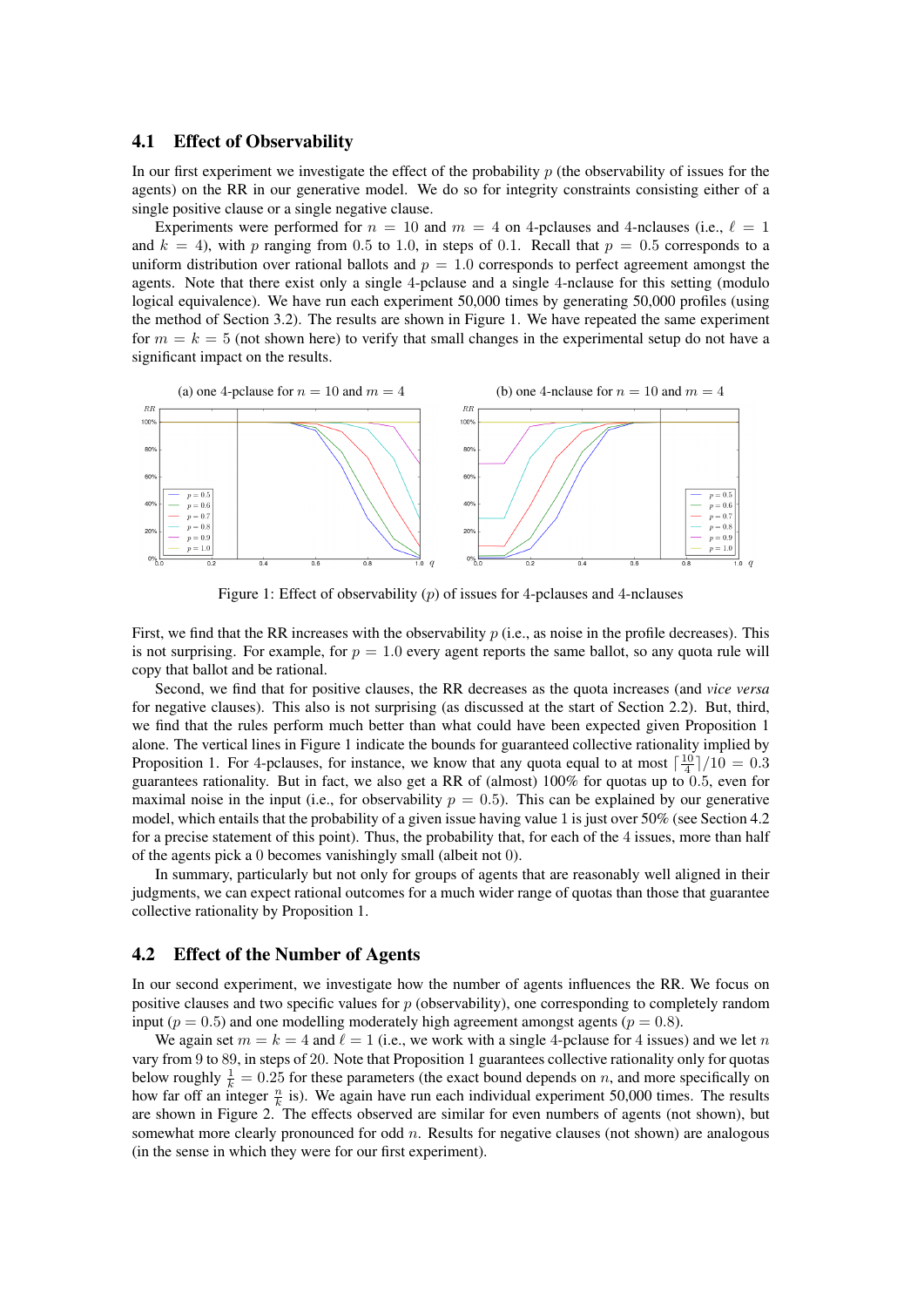### 4.1 Effect of Observability

In our first experiment we investigate the effect of the probability $p$ (the observability of issues for the agents) on the RR in our generative model. We do so for integrity constraints consisting either of a single positive clause or a single negative clause.

Experiments were performed for $n = 10$ and $m = 4$ on 4-pclauses and 4-nclauses (i.e., $\ell = 1$ and $k = 4$), with $p$ ranging from 0.5 to 1.0, in steps of 0.1. Recall that $p = 0.5$ corresponds to a uniform distribution over rational ballots and $p = 1.0$ corresponds to perfect agreement amongst the agents. Note that there exist only a single 4-pclause and a single 4-nclause for this setting (modulo logical equivalence). We have run each experiment 50,000 times by generating 50,000 profiles (using the method of Section 3.2). The results are shown in Figure 1. We have repeated the same experiment for $m = k = 5$ (not shown here) to verify that small changes in the experimental setup do not have a significant impact on the results.

(a) one 4-pclause for $n = 10$ and $m = 4$ (b) one 4-nclause for $n = 10$ and $m = 4$

Figure 1: Effect of observability ($p$) of issues for 4-pclauses and 4-nclauses

First, we find that the RR increases with the observability $p$ (i.e., as noise in the profile decreases). This is not surprising. For example, for $p = 1.0$ every agent reports the same ballot, so any quota rule will copy that ballot and be rational.

Second, we find that for positive clauses, the RR decreases as the quota increases (and *vice versa* for negative clauses). This also is not surprising (as discussed at the start of Section 2.2). But, third, we find that the rules perform much better than what could have been expected given Proposition 1 alone. The vertical lines in Figure 1 indicate the bounds for guaranteed collective rationality implied by Proposition 1. For 4-pclauses, for instance, we know that any quota equal to at most $\lceil \frac{10}{4} \rceil / 10 = 0.3$ guarantees rationality. But in fact, we also get a RR of (almost) 100% for quotas up to 0.5, even for maximal noise in the input (i.e., for observability $p = 0.5$). This can be explained by our generative model, which entails that the probability of a given issue having value 1 is just over 50% (see Section 4.2 for a precise statement of this point). Thus, the probability that, for each of the 4 issues, more than half of the agents pick a 0 becomes vanishingly small (albeit not 0).

In summary, particularly but not only for groups of agents that are reasonably well aligned in their judgments, we can expect rational outcomes for a much wider range of quotas than those that guarantee collective rationality by Proposition 1.

### 4.2 Effect of the Number of Agents

In our second experiment, we investigate how the number of agents influences the RR. We focus on positive clauses and two specific values for $p$ (observability), one corresponding to completely random input ($p = 0.5$) and one modelling moderately high agreement amongst agents ($p = 0.8$).

We again set $m = k = 4$ and $\ell = 1$ (i.e., we work with a single 4-pclause for 4 issues) and we let $n$ vary from 9 to 89, in steps of 20. Note that Proposition 1 guarantees collective rationality only for quotas below roughly $\frac{1}{k} = 0.25$ for these parameters (the exact bound depends on $n$, and more specifically on how far off an integer $\frac{n}{k}$ is). We again have run each individual experiment 50,000 times. The results are shown in Figure 2. The effects observed are similar for even numbers of agents (not shown), but somewhat more clearly pronounced for odd $n$. Results for negative clauses (not shown) are analogous (in the sense in which they were for our first experiment).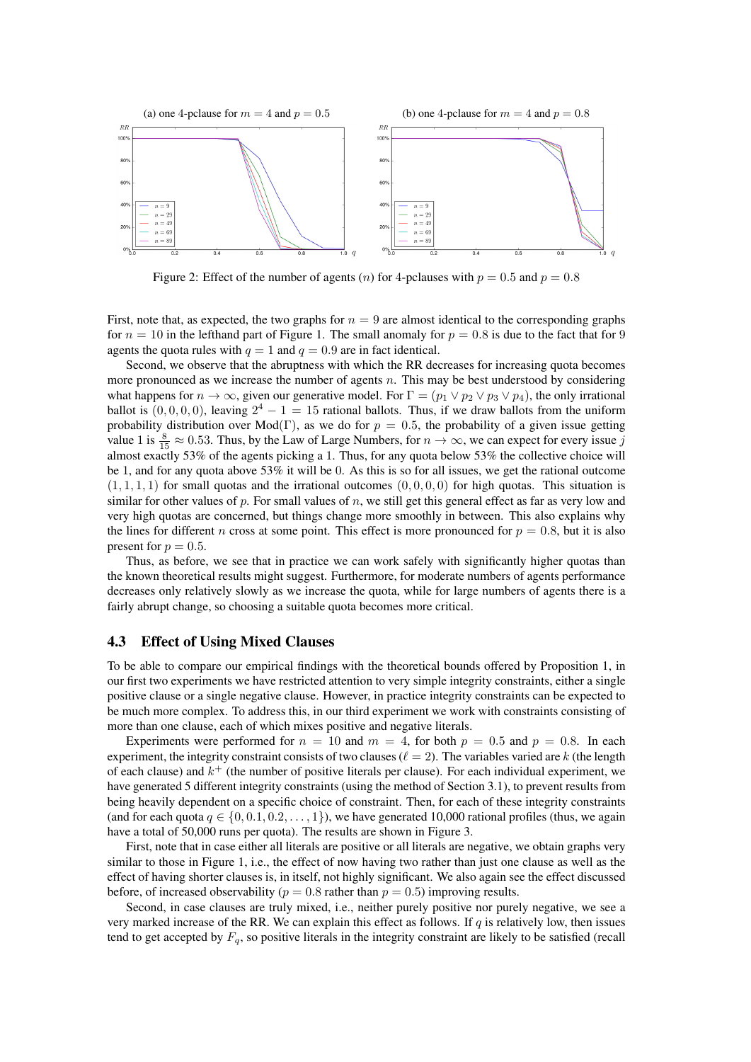(a) one 4-pclause for $m = 4$ and $p = 0.5$ (b) one 4-pclause for $m = 4$ and $p = 0.8$

Figure 2: Effect of the number of agents ($n$) for 4-pclauses with $p = 0.5$ and $p = 0.8$

First, note that, as expected, the two graphs for $n = 9$ are almost identical to the corresponding graphs for $n = 10$ in the lefthand part of Figure 1. The small anomaly for $p = 0.8$ is due to the fact that for 9 agents the quota rules with $q = 1$ and $q = 0.9$ are in fact identical.

Second, we observe that the abruptness with which the RR decreases for increasing quota becomes more pronounced as we increase the number of agents $n$. This may be best understood by considering what happens for $n \to \infty$, given our generative model. For $\Gamma = (p_1 \vee p_2 \vee p_3 \vee p_4)$, the only irrational ballot is $(0, 0, 0, 0)$, leaving $2^4 - 1 = 15$ rational ballots. Thus, if we draw ballots from the uniform probability distribution over Mod($\Gamma$), as we do for $p = 0.5$, the probability of a given issue getting value 1 is $\frac{8}{15} \approx 0.53$. Thus, by the Law of Large Numbers, for $n \to \infty$, we can expect for every issue $j$ almost exactly 53% of the agents picking a 1. Thus, for any quota below 53% the collective choice will be 1, and for any quota above 53% it will be 0. As this is so for all issues, we get the rational outcome $(1, 1, 1, 1)$ for small quotas and the irrational outcomes $(0, 0, 0, 0)$ for high quotas. This situation is similar for other values of $p$. For small values of $n$, we still get this general effect as far as very low and very high quotas are concerned, but things change more smoothly in between. This also explains why the lines for different $n$ cross at some point. This effect is more pronounced for $p = 0.8$, but it is also present for $p = 0.5$.

Thus, as before, we see that in practice we can work safely with significantly higher quotas than the known theoretical results might suggest. Furthermore, for moderate numbers of agents performance decreases only relatively slowly as we increase the quota, while for large numbers of agents there is a fairly abrupt change, so choosing a suitable quota becomes more critical.

### 4.3 Effect of Using Mixed Clauses

To be able to compare our empirical findings with the theoretical bounds offered by Proposition 1, in our first two experiments we have restricted attention to very simple integrity constraints, either a single positive clause or a single negative clause. However, in practice integrity constraints can be expected to be much more complex. To address this, in our third experiment we work with constraints consisting of more than one clause, each of which mixes positive and negative literals.

Experiments were performed for $n = 10$ and $m = 4$, for both $p = 0.5$ and $p = 0.8$. In each experiment, the integrity constraint consists of two clauses ($\ell = 2$). The variables varied are $k$ (the length of each clause) and $k^+$ (the number of positive literals per clause). For each individual experiment, we have generated 5 different integrity constraints (using the method of Section 3.1), to prevent results from being heavily dependent on a specific choice of constraint. Then, for each of these integrity constraints (and for each quota $q \in \{0, 0.1, 0.2, \ldots, 1\}$), we have generated 10,000 rational profiles (thus, we again have a total of 50,000 runs per quota). The results are shown in Figure 3.

First, note that in case either all literals are positive or all literals are negative, we obtain graphs very similar to those in Figure 1, i.e., the effect of now having two rather than just one clause as well as the effect of having shorter clauses is, in itself, not highly significant. We also again see the effect discussed before, of increased observability ($p = 0.8$ rather than $p = 0.5$) improving results.

Second, in case clauses are truly mixed, i.e., neither purely positive nor purely negative, we see a very marked increase of the RR. We can explain this effect as follows. If $q$ is relatively low, then issues tend to get accepted by $F_q$, so positive literals in the integrity constraint are likely to be satisfied (recall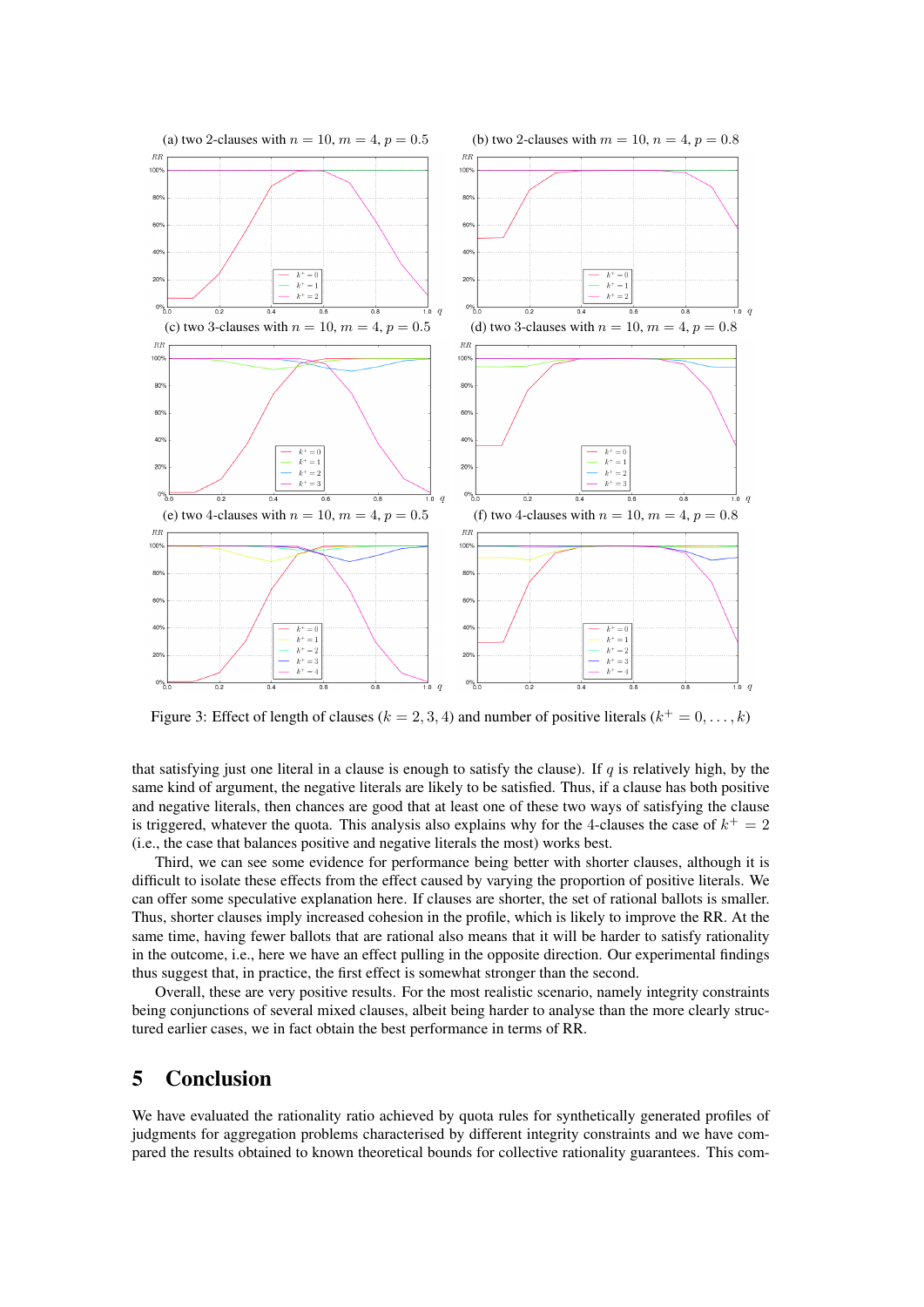(a) two 2-clauses with $n = 10$, $m = 4$, $p = 0.5$

(b) two 2-clauses with $m = 10$, $n = 4$, $p = 0.8$

(c) two 3-clauses with $n = 10$, $m = 4$, $p = 0.5$

(d) two 3-clauses with $n = 10$, $m = 4$, $p = 0.8$

(e) two 4-clauses with $n = 10$, $m = 4$, $p = 0.5$

(f) two 4-clauses with $n = 10$, $m = 4$, $p = 0.8$

Figure 3: Effect of length of clauses ($k = 2, 3, 4$) and number of positive literals ($k^+ = 0, \ldots, k$)

that satisfying just one literal in a clause is enough to satisfy the clause). If $q$ is relatively high, by the same kind of argument, the negative literals are likely to be satisfied. Thus, if a clause has both positive and negative literals, then chances are good that at least one of these two ways of satisfying the clause is triggered, whatever the quota. This analysis also explains why for the 4-clauses the case of $k^+ = 2$ (i.e., the case that balances positive and negative literals the most) works best.

Third, we can see some evidence for performance being better with shorter clauses, although it is difficult to isolate these effects from the effect caused by varying the proportion of positive literals. We can offer some speculative explanation here. If clauses are shorter, the set of rational ballots is smaller. Thus, shorter clauses imply increased cohesion in the profile, which is likely to improve the RR. At the same time, having fewer ballots that are rational also means that it will be harder to satisfy rationality in the outcome, i.e., here we have an effect pulling in the opposite direction. Our experimental findings thus suggest that, in practice, the first effect is somewhat stronger than the second.

Overall, these are very positive results. For the most realistic scenario, namely integrity constraints being conjunctions of several mixed clauses, albeit being harder to analyse than the more clearly structured earlier cases, we in fact obtain the best performance in terms of RR.

# 5 Conclusion

We have evaluated the rationality ratio achieved by quota rules for synthetically generated profiles of judgments for aggregation problems characterised by different integrity constraints and we have compared the results obtained to known theoretical bounds for collective rationality guarantees. This com-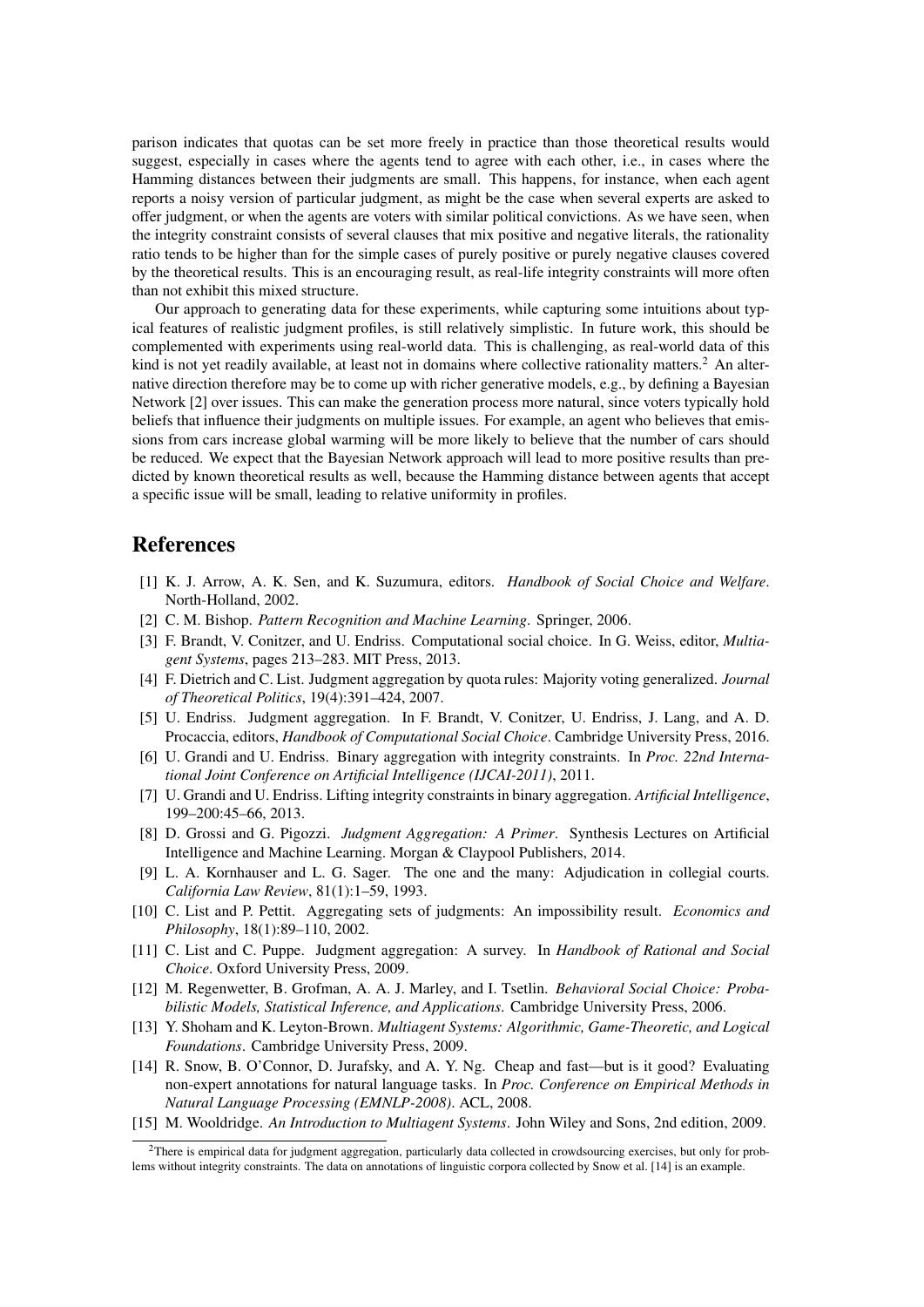parison indicates that quotas can be set more freely in practice than those theoretical results would suggest, especially in cases where the agents tend to agree with each other, i.e., in cases where the Hamming distances between their judgments are small. This happens, for instance, when each agent reports a noisy version of particular judgment, as might be the case when several experts are asked to offer judgment, or when the agents are voters with similar political convictions. As we have seen, when the integrity constraint consists of several clauses that mix positive and negative literals, the rationality ratio tends to be higher than for the simple cases of purely positive or purely negative clauses covered by the theoretical results. This is an encouraging result, as real-life integrity constraints will more often than not exhibit this mixed structure.

Our approach to generating data for these experiments, while capturing some intuitions about typical features of realistic judgment profiles, is still relatively simplistic. In future work, this should be complemented with experiments using real-world data. This is challenging, as real-world data of this kind is not yet readily available, at least not in domains where collective rationality matters.[2] An alternative direction therefore may be to come up with richer generative models, e.g., by defining a Bayesian Network [2] over issues. This can make the generation process more natural, since voters typically hold beliefs that influence their judgments on multiple issues. For example, an agent who believes that emissions from cars increase global warming will be more likely to believe that the number of cars should be reduced. We expect that the Bayesian Network approach will lead to more positive results than predicted by known theoretical results as well, because the Hamming distance between agents that accept a specific issue will be small, leading to relative uniformity in profiles.

## References

[1] K. J. Arrow, A. K. Sen, and K. Suzumura, editors. *Handbook of Social Choice and Welfare*. North-Holland, 2002.

[2] C. M. Bishop. *Pattern Recognition and Machine Learning*. Springer, 2006.

[3] F. Brandt, V. Conitzer, and U. Endriss. Computational social choice. In G. Weiss, editor, *Multiagent Systems*, pages 213–283. MIT Press, 2013.

[4] F. Dietrich and C. List. Judgment aggregation by quota rules: Majority voting generalized. *Journal of Theoretical Politics*, 19(4):391–424, 2007.

[5] U. Endriss. Judgment aggregation. In F. Brandt, V. Conitzer, U. Endriss, J. Lang, and A. D. Procaccia, editors, *Handbook of Computational Social Choice*. Cambridge University Press, 2016.

[6] U. Grandi and U. Endriss. Binary aggregation with integrity constraints. In *Proc. 22nd International Joint Conference on Artificial Intelligence (IJCAI-2011)*, 2011.

[7] U. Grandi and U. Endriss. Lifting integrity constraints in binary aggregation. *Artificial Intelligence*, 199–200:45–66, 2013.

[8] D. Grossi and G. Pigozzi. *Judgment Aggregation: A Primer*. Synthesis Lectures on Artificial Intelligence and Machine Learning. Morgan & Claypool Publishers, 2014.

[9] L. A. Kornhauser and L. G. Sager. The one and the many: Adjudication in collegial courts. *California Law Review*, 81(1):1–59, 1993.

[10] C. List and P. Pettit. Aggregating sets of judgments: An impossibility result. *Economics and Philosophy*, 18(1):89–110, 2002.

[11] C. List and C. Puppe. Judgment aggregation: A survey. In *Handbook of Rational and Social Choice*. Oxford University Press, 2009.

[12] M. Regenwetter, B. Grofman, A. A. J. Marley, and I. Tsetlin. *Behavioral Social Choice: Probabilistic Models, Statistical Inference, and Applications*. Cambridge University Press, 2006.

[13] Y. Shoham and K. Leyton-Brown. *Multiagent Systems: Algorithmic, Game-Theoretic, and Logical Foundations*. Cambridge University Press, 2009.

[14] R. Snow, B. O'Connor, D. Jurafsky, and A. Y. Ng. Cheap and fast—but is it good? Evaluating non-expert annotations for natural language tasks. In *Proc. Conference on Empirical Methods in Natural Language Processing (EMNLP-2008)*. ACL, 2008.

[15] M. Wooldridge. *An Introduction to Multiagent Systems*. John Wiley and Sons, 2nd edition, 2009.

[2] There is empirical data for judgment aggregation, particularly data collected in crowdsourcing exercises, but only for problems without integrity constraints. The data on annotations of linguistic corpora collected by Snow et al. [14] is an example.